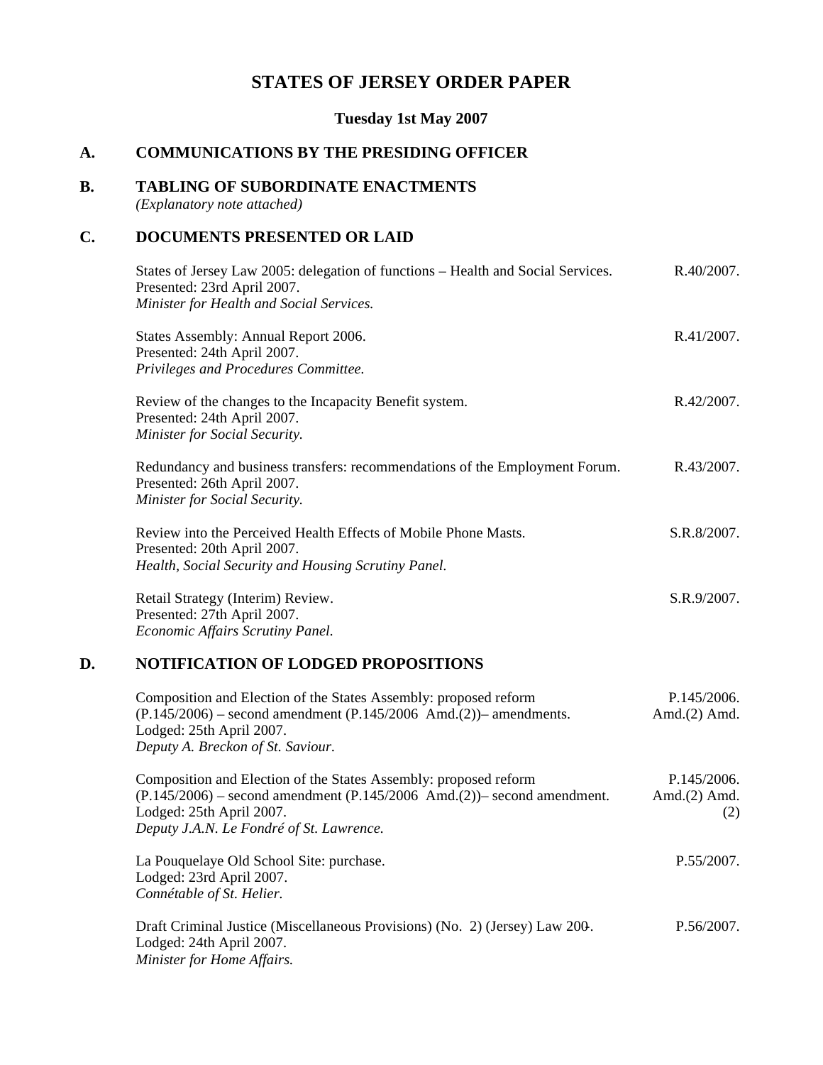# STATES OF JERSEY ORDER PAPER

### Tuesday 1st May 2007

## A. COMMUNICATIONS BY THE PRESIDING OFFICER

## B. TABLING OF SUBORDINATE ENACTMENTS

*(Explanatory note attached)*

## C. DOCUMENTS PRESENTED OR LAID

States of Jersey Law 2005: delegation of functions – Health and Social Services. — R.40/2007.
Presented: 23rd April 2007.
*Minister for Health and Social Services.*

States Assembly: Annual Report 2006. — R.41/2007.
Presented: 24th April 2007.
*Privileges and Procedures Committee.*

Review of the changes to the Incapacity Benefit system. — R.42/2007.
Presented: 24th April 2007.
*Minister for Social Security.*

Redundancy and business transfers: recommendations of the Employment Forum. — R.43/2007.
Presented: 26th April 2007.
*Minister for Social Security.*

Review into the Perceived Health Effects of Mobile Phone Masts. — S.R.8/2007.
Presented: 20th April 2007.
*Health, Social Security and Housing Scrutiny Panel.*

Retail Strategy (Interim) Review. — S.R.9/2007.
Presented: 27th April 2007.
*Economic Affairs Scrutiny Panel.*

## D. NOTIFICATION OF LODGED PROPOSITIONS

Composition and Election of the States Assembly: proposed reform (P.145/2006) – second amendment (P.145/2006 Amd.(2))– amendments. — P.145/2006. Amd.(2) Amd.
Lodged: 25th April 2007.
*Deputy A. Breckon of St. Saviour.*

Composition and Election of the States Assembly: proposed reform (P.145/2006) – second amendment (P.145/2006 Amd.(2))– second amendment. — P.145/2006. Amd.(2) Amd. (2)
Lodged: 25th April 2007.
*Deputy J.A.N. Le Fondré of St. Lawrence.*

La Pouquelaye Old School Site: purchase. — P.55/2007.
Lodged: 23rd April 2007.
*Connétable of St. Helier.*

Draft Criminal Justice (Miscellaneous Provisions) (No. 2) (Jersey) Law 200-. — P.56/2007.
Lodged: 24th April 2007.
*Minister for Home Affairs.*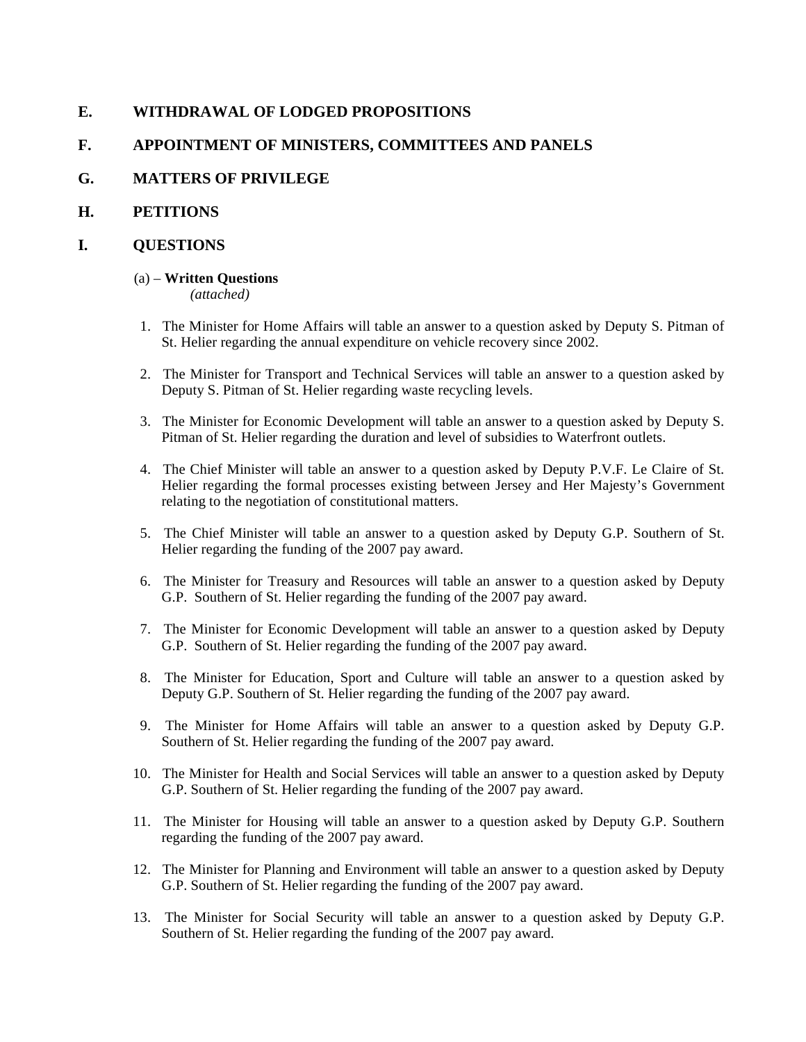## E. WITHDRAWAL OF LODGED PROPOSITIONS

## F. APPOINTMENT OF MINISTERS, COMMITTEES AND PANELS

## G. MATTERS OF PRIVILEGE

## H. PETITIONS

## I. QUESTIONS

(a) – **Written Questions**
*(attached)*

1. The Minister for Home Affairs will table an answer to a question asked by Deputy S. Pitman of St. Helier regarding the annual expenditure on vehicle recovery since 2002.

2. The Minister for Transport and Technical Services will table an answer to a question asked by Deputy S. Pitman of St. Helier regarding waste recycling levels.

3. The Minister for Economic Development will table an answer to a question asked by Deputy S. Pitman of St. Helier regarding the duration and level of subsidies to Waterfront outlets.

4. The Chief Minister will table an answer to a question asked by Deputy P.V.F. Le Claire of St. Helier regarding the formal processes existing between Jersey and Her Majesty's Government relating to the negotiation of constitutional matters.

5. The Chief Minister will table an answer to a question asked by Deputy G.P. Southern of St. Helier regarding the funding of the 2007 pay award.

6. The Minister for Treasury and Resources will table an answer to a question asked by Deputy G.P. Southern of St. Helier regarding the funding of the 2007 pay award.

7. The Minister for Economic Development will table an answer to a question asked by Deputy G.P. Southern of St. Helier regarding the funding of the 2007 pay award.

8. The Minister for Education, Sport and Culture will table an answer to a question asked by Deputy G.P. Southern of St. Helier regarding the funding of the 2007 pay award.

9. The Minister for Home Affairs will table an answer to a question asked by Deputy G.P. Southern of St. Helier regarding the funding of the 2007 pay award.

10. The Minister for Health and Social Services will table an answer to a question asked by Deputy G.P. Southern of St. Helier regarding the funding of the 2007 pay award.

11. The Minister for Housing will table an answer to a question asked by Deputy G.P. Southern regarding the funding of the 2007 pay award.

12. The Minister for Planning and Environment will table an answer to a question asked by Deputy G.P. Southern of St. Helier regarding the funding of the 2007 pay award.

13. The Minister for Social Security will table an answer to a question asked by Deputy G.P. Southern of St. Helier regarding the funding of the 2007 pay award.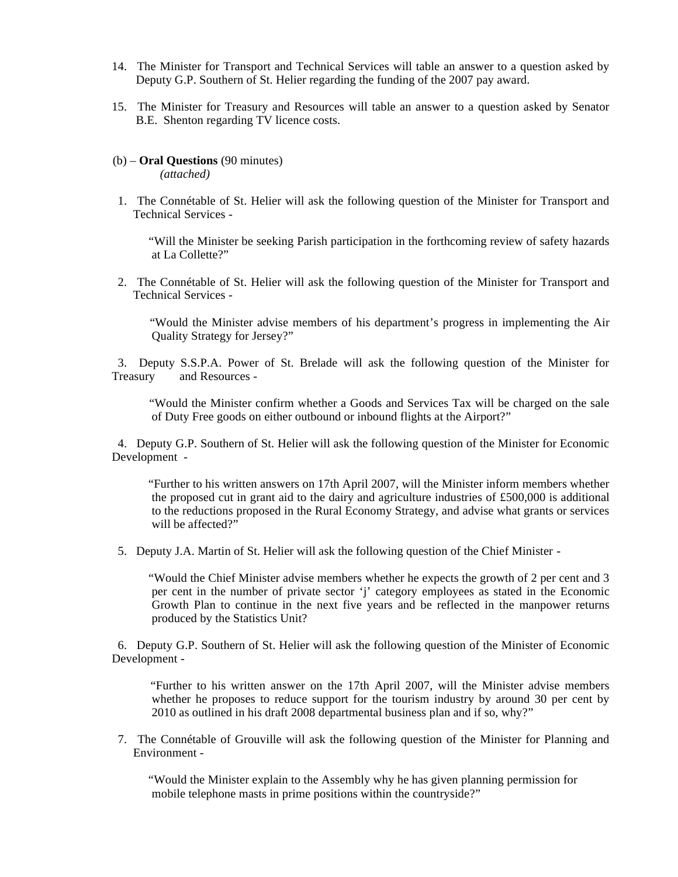14. The Minister for Transport and Technical Services will table an answer to a question asked by Deputy G.P. Southern of St. Helier regarding the funding of the 2007 pay award.

15. The Minister for Treasury and Resources will table an answer to a question asked by Senator B.E. Shenton regarding TV licence costs.

(b) – **Oral Questions** (90 minutes)
*(attached)*

1. The Connétable of St. Helier will ask the following question of the Minister for Transport and Technical Services -

   "Will the Minister be seeking Parish participation in the forthcoming review of safety hazards at La Collette?"

2. The Connétable of St. Helier will ask the following question of the Minister for Transport and Technical Services -

   "Would the Minister advise members of his department's progress in implementing the Air Quality Strategy for Jersey?"

3. Deputy S.S.P.A. Power of St. Brelade will ask the following question of the Minister for Treasury and Resources -

   "Would the Minister confirm whether a Goods and Services Tax will be charged on the sale of Duty Free goods on either outbound or inbound flights at the Airport?"

4. Deputy G.P. Southern of St. Helier will ask the following question of the Minister for Economic Development -

   "Further to his written answers on 17th April 2007, will the Minister inform members whether the proposed cut in grant aid to the dairy and agriculture industries of £500,000 is additional to the reductions proposed in the Rural Economy Strategy, and advise what grants or services will be affected?"

5. Deputy J.A. Martin of St. Helier will ask the following question of the Chief Minister -

   "Would the Chief Minister advise members whether he expects the growth of 2 per cent and 3 per cent in the number of private sector 'j' category employees as stated in the Economic Growth Plan to continue in the next five years and be reflected in the manpower returns produced by the Statistics Unit?

6. Deputy G.P. Southern of St. Helier will ask the following question of the Minister of Economic Development -

   "Further to his written answer on the 17th April 2007, will the Minister advise members whether he proposes to reduce support for the tourism industry by around 30 per cent by 2010 as outlined in his draft 2008 departmental business plan and if so, why?"

7. The Connétable of Grouville will ask the following question of the Minister for Planning and Environment -

   "Would the Minister explain to the Assembly why he has given planning permission for mobile telephone masts in prime positions within the countryside?"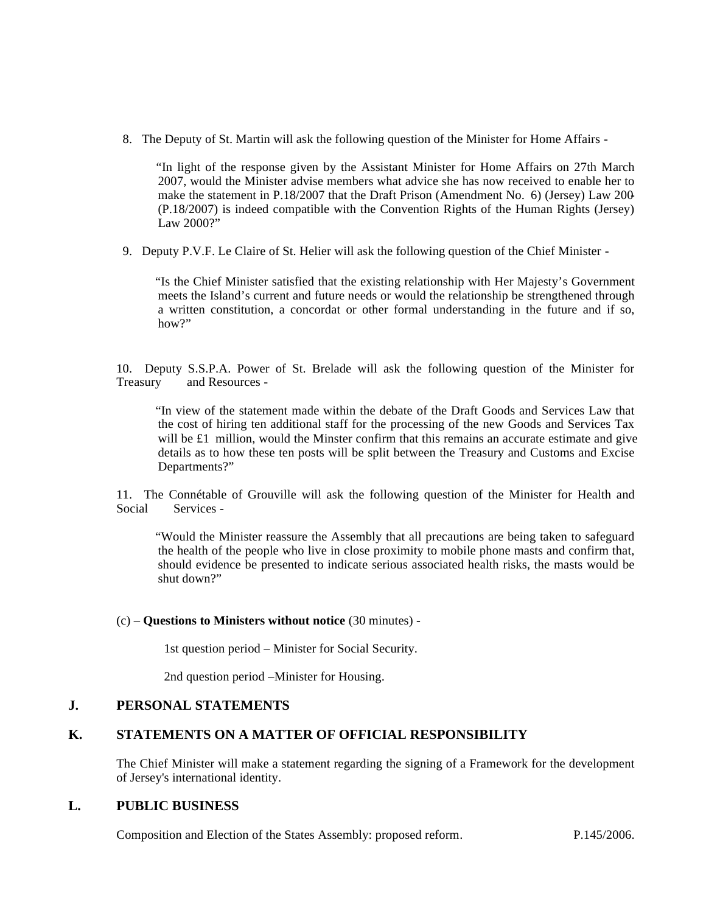8. The Deputy of St. Martin will ask the following question of the Minister for Home Affairs -

> "In light of the response given by the Assistant Minister for Home Affairs on 27th March 2007, would the Minister advise members what advice she has now received to enable her to make the statement in P.18/2007 that the Draft Prison (Amendment No. 6) (Jersey) Law 200- (P.18/2007) is indeed compatible with the Convention Rights of the Human Rights (Jersey) Law 2000?"

9. Deputy P.V.F. Le Claire of St. Helier will ask the following question of the Chief Minister -

> "Is the Chief Minister satisfied that the existing relationship with Her Majesty's Government meets the Island's current and future needs or would the relationship be strengthened through a written constitution, a concordat or other formal understanding in the future and if so, how?"

10. Deputy S.S.P.A. Power of St. Brelade will ask the following question of the Minister for Treasury and Resources -

> "In view of the statement made within the debate of the Draft Goods and Services Law that the cost of hiring ten additional staff for the processing of the new Goods and Services Tax will be £1 million, would the Minster confirm that this remains an accurate estimate and give details as to how these ten posts will be split between the Treasury and Customs and Excise Departments?"

11. The Connétable of Grouville will ask the following question of the Minister for Health and Social Services -

> "Would the Minister reassure the Assembly that all precautions are being taken to safeguard the health of the people who live in close proximity to mobile phone masts and confirm that, should evidence be presented to indicate serious associated health risks, the masts would be shut down?"

(c) – **Questions to Ministers without notice** (30 minutes) -

1st question period – Minister for Social Security.

2nd question period –Minister for Housing.

## J. PERSONAL STATEMENTS

## K. STATEMENTS ON A MATTER OF OFFICIAL RESPONSIBILITY

The Chief Minister will make a statement regarding the signing of a Framework for the development of Jersey's international identity.

## L. PUBLIC BUSINESS

Composition and Election of the States Assembly: proposed reform. P.145/2006.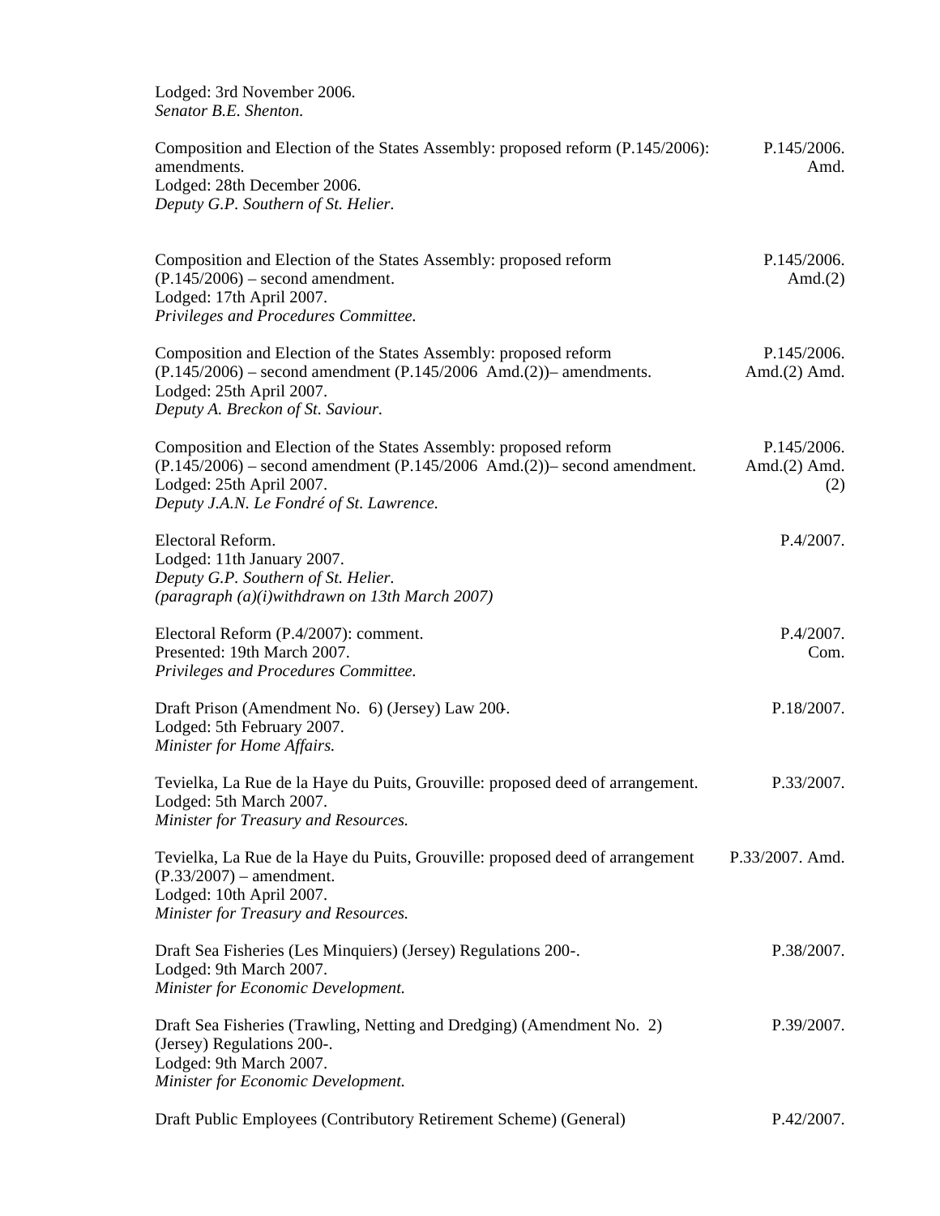Lodged: 3rd November 2006.
*Senator B.E. Shenton.*

| | |
|---|---|
| Composition and Election of the States Assembly: proposed reform (P.145/2006): amendments.<br>Lodged: 28th December 2006.<br>*Deputy G.P. Southern of St. Helier.* | P.145/2006. Amd. |
| Composition and Election of the States Assembly: proposed reform (P.145/2006) – second amendment.<br>Lodged: 17th April 2007.<br>*Privileges and Procedures Committee.* | P.145/2006. Amd.(2) |
| Composition and Election of the States Assembly: proposed reform (P.145/2006) – second amendment (P.145/2006 Amd.(2))– amendments.<br>Lodged: 25th April 2007.<br>*Deputy A. Breckon of St. Saviour.* | P.145/2006. Amd.(2) Amd. |
| Composition and Election of the States Assembly: proposed reform (P.145/2006) – second amendment (P.145/2006 Amd.(2))– second amendment.<br>Lodged: 25th April 2007.<br>*Deputy J.A.N. Le Fondré of St. Lawrence.* | P.145/2006. Amd.(2) Amd. (2) |
| Electoral Reform.<br>Lodged: 11th January 2007.<br>*Deputy G.P. Southern of St. Helier.*<br>*(paragraph (a)(i)withdrawn on 13th March 2007)* | P.4/2007. |
| Electoral Reform (P.4/2007): comment.<br>Presented: 19th March 2007.<br>*Privileges and Procedures Committee.* | P.4/2007. Com. |
| Draft Prison (Amendment No. 6) (Jersey) Law 200-.<br>Lodged: 5th February 2007.<br>*Minister for Home Affairs.* | P.18/2007. |
| Tevielka, La Rue de la Haye du Puits, Grouville: proposed deed of arrangement.<br>Lodged: 5th March 2007.<br>*Minister for Treasury and Resources.* | P.33/2007. |
| Tevielka, La Rue de la Haye du Puits, Grouville: proposed deed of arrangement (P.33/2007) – amendment.<br>Lodged: 10th April 2007.<br>*Minister for Treasury and Resources.* | P.33/2007. Amd. |
| Draft Sea Fisheries (Les Minquiers) (Jersey) Regulations 200-.<br>Lodged: 9th March 2007.<br>*Minister for Economic Development.* | P.38/2007. |
| Draft Sea Fisheries (Trawling, Netting and Dredging) (Amendment No. 2) (Jersey) Regulations 200-.<br>Lodged: 9th March 2007.<br>*Minister for Economic Development.* | P.39/2007. |
| Draft Public Employees (Contributory Retirement Scheme) (General) | P.42/2007. |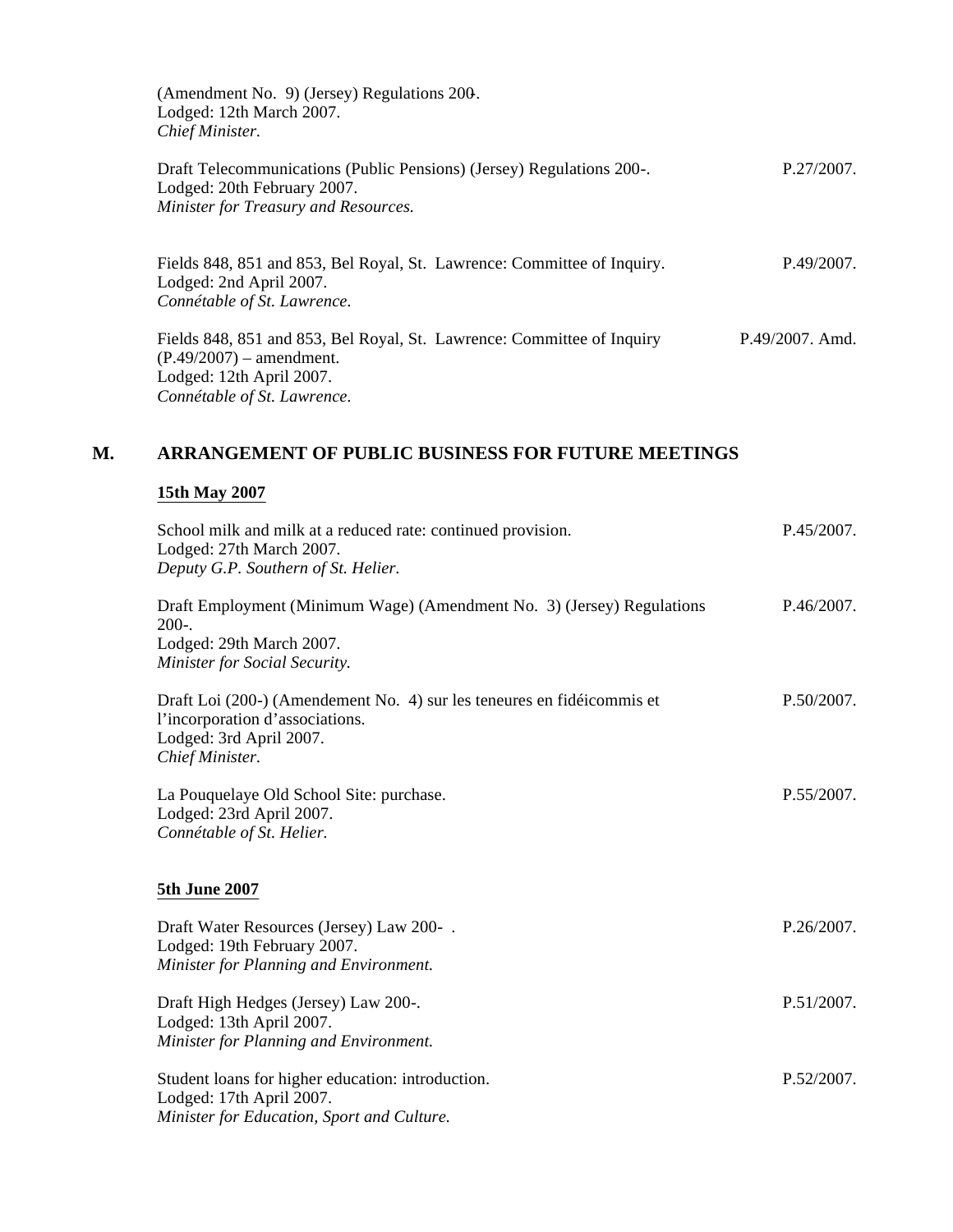(Amendment No. 9) (Jersey) Regulations 200-.
Lodged: 12th March 2007.
*Chief Minister.*

Draft Telecommunications (Public Pensions) (Jersey) Regulations 200-. P.27/2007.
Lodged: 20th February 2007.
*Minister for Treasury and Resources.*

Fields 848, 851 and 853, Bel Royal, St. Lawrence: Committee of Inquiry. P.49/2007.
Lodged: 2nd April 2007.
*Connétable of St. Lawrence.*

Fields 848, 851 and 853, Bel Royal, St. Lawrence: Committee of Inquiry (P.49/2007) – amendment. P.49/2007. Amd.
Lodged: 12th April 2007.
*Connétable of St. Lawrence.*

## M. ARRANGEMENT OF PUBLIC BUSINESS FOR FUTURE MEETINGS

### 15th May 2007

School milk and milk at a reduced rate: continued provision. P.45/2007.
Lodged: 27th March 2007.
*Deputy G.P. Southern of St. Helier.*

Draft Employment (Minimum Wage) (Amendment No. 3) (Jersey) Regulations 200-. P.46/2007.
Lodged: 29th March 2007.
*Minister for Social Security.*

Draft Loi (200-) (Amendement No. 4) sur les teneures en fidéicommis et l'incorporation d'associations. P.50/2007.
Lodged: 3rd April 2007.
*Chief Minister.*

La Pouquelaye Old School Site: purchase. P.55/2007.
Lodged: 23rd April 2007.
*Connétable of St. Helier.*

### 5th June 2007

Draft Water Resources (Jersey) Law 200- . P.26/2007.
Lodged: 19th February 2007.
*Minister for Planning and Environment.*

Draft High Hedges (Jersey) Law 200-. P.51/2007.
Lodged: 13th April 2007.
*Minister for Planning and Environment.*

Student loans for higher education: introduction. P.52/2007.
Lodged: 17th April 2007.
*Minister for Education, Sport and Culture.*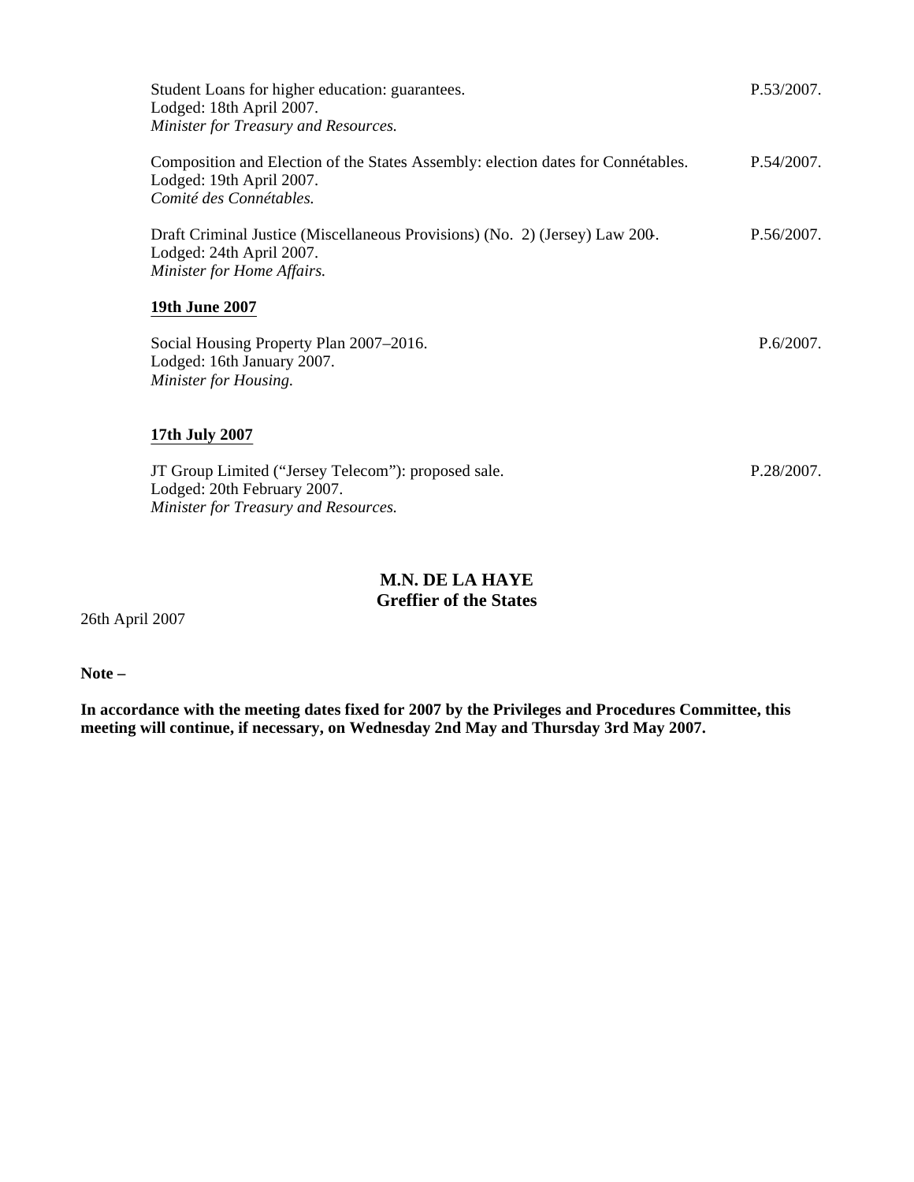Student Loans for higher education: guarantees. P.53/2007.
Lodged: 18th April 2007.
*Minister for Treasury and Resources.*

Composition and Election of the States Assembly: election dates for Connétables. P.54/2007.
Lodged: 19th April 2007.
*Comité des Connétables.*

Draft Criminal Justice (Miscellaneous Provisions) (No. 2) (Jersey) Law 200-. P.56/2007.
Lodged: 24th April 2007.
*Minister for Home Affairs.*

**19th June 2007**

Social Housing Property Plan 2007–2016. P.6/2007.
Lodged: 16th January 2007.
*Minister for Housing.*

**17th July 2007**

JT Group Limited ("Jersey Telecom"): proposed sale. P.28/2007.
Lodged: 20th February 2007.
*Minister for Treasury and Resources.*

**M.N. DE LA HAYE**
**Greffier of the States**

26th April 2007

**Note –**

**In accordance with the meeting dates fixed for 2007 by the Privileges and Procedures Committee, this meeting will continue, if necessary, on Wednesday 2nd May and Thursday 3rd May 2007.**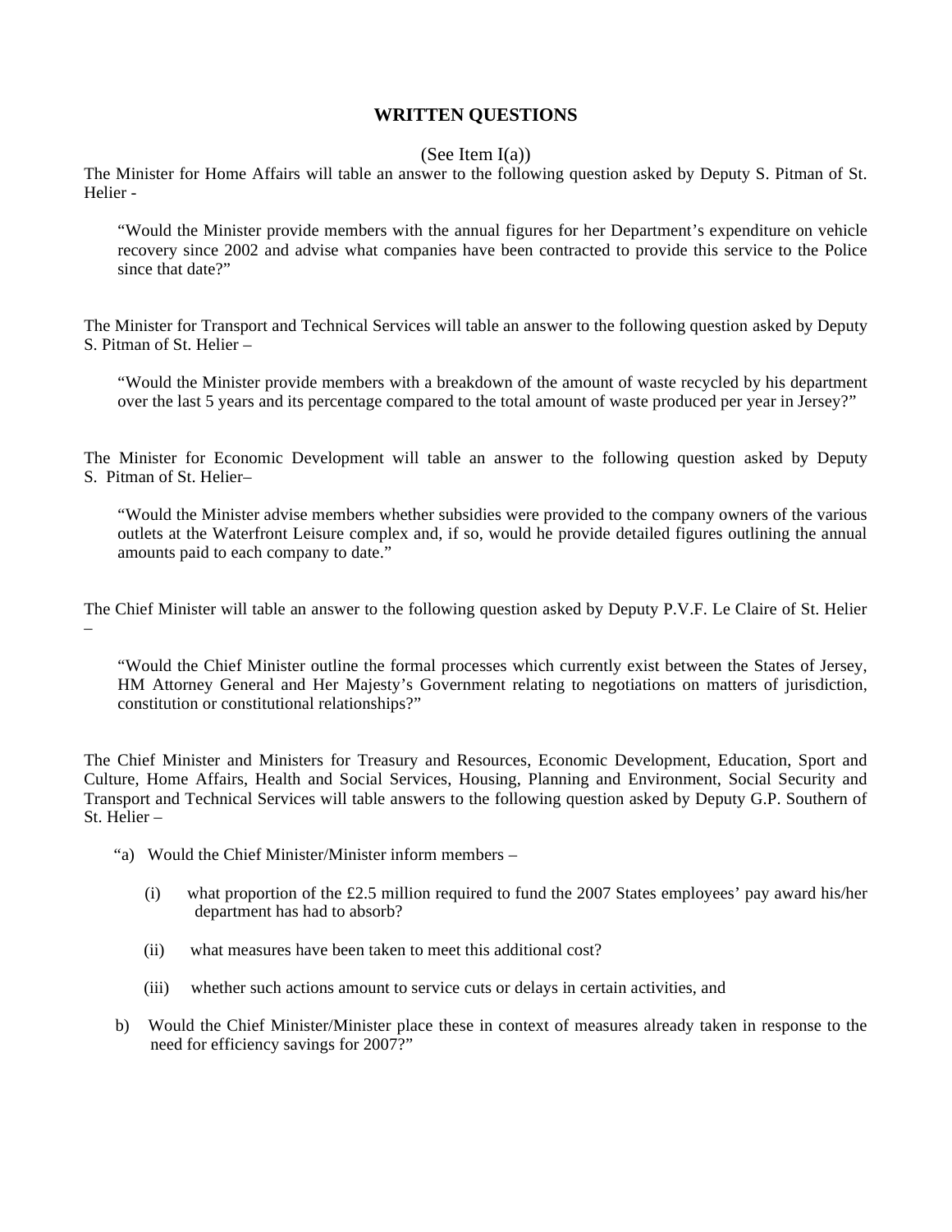## WRITTEN QUESTIONS

(See Item I(a))

The Minister for Home Affairs will table an answer to the following question asked by Deputy S. Pitman of St. Helier -

> "Would the Minister provide members with the annual figures for her Department's expenditure on vehicle recovery since 2002 and advise what companies have been contracted to provide this service to the Police since that date?"

The Minister for Transport and Technical Services will table an answer to the following question asked by Deputy S. Pitman of St. Helier –

> "Would the Minister provide members with a breakdown of the amount of waste recycled by his department over the last 5 years and its percentage compared to the total amount of waste produced per year in Jersey?"

The Minister for Economic Development will table an answer to the following question asked by Deputy S. Pitman of St. Helier–

> "Would the Minister advise members whether subsidies were provided to the company owners of the various outlets at the Waterfront Leisure complex and, if so, would he provide detailed figures outlining the annual amounts paid to each company to date."

The Chief Minister will table an answer to the following question asked by Deputy P.V.F. Le Claire of St. Helier –

> "Would the Chief Minister outline the formal processes which currently exist between the States of Jersey, HM Attorney General and Her Majesty's Government relating to negotiations on matters of jurisdiction, constitution or constitutional relationships?"

The Chief Minister and Ministers for Treasury and Resources, Economic Development, Education, Sport and Culture, Home Affairs, Health and Social Services, Housing, Planning and Environment, Social Security and Transport and Technical Services will table answers to the following question asked by Deputy G.P. Southern of St. Helier –

"a) Would the Chief Minister/Minister inform members –

- (i) what proportion of the £2.5 million required to fund the 2007 States employees' pay award his/her department has had to absorb?
- (ii) what measures have been taken to meet this additional cost?
- (iii) whether such actions amount to service cuts or delays in certain activities, and

b) Would the Chief Minister/Minister place these in context of measures already taken in response to the need for efficiency savings for 2007?"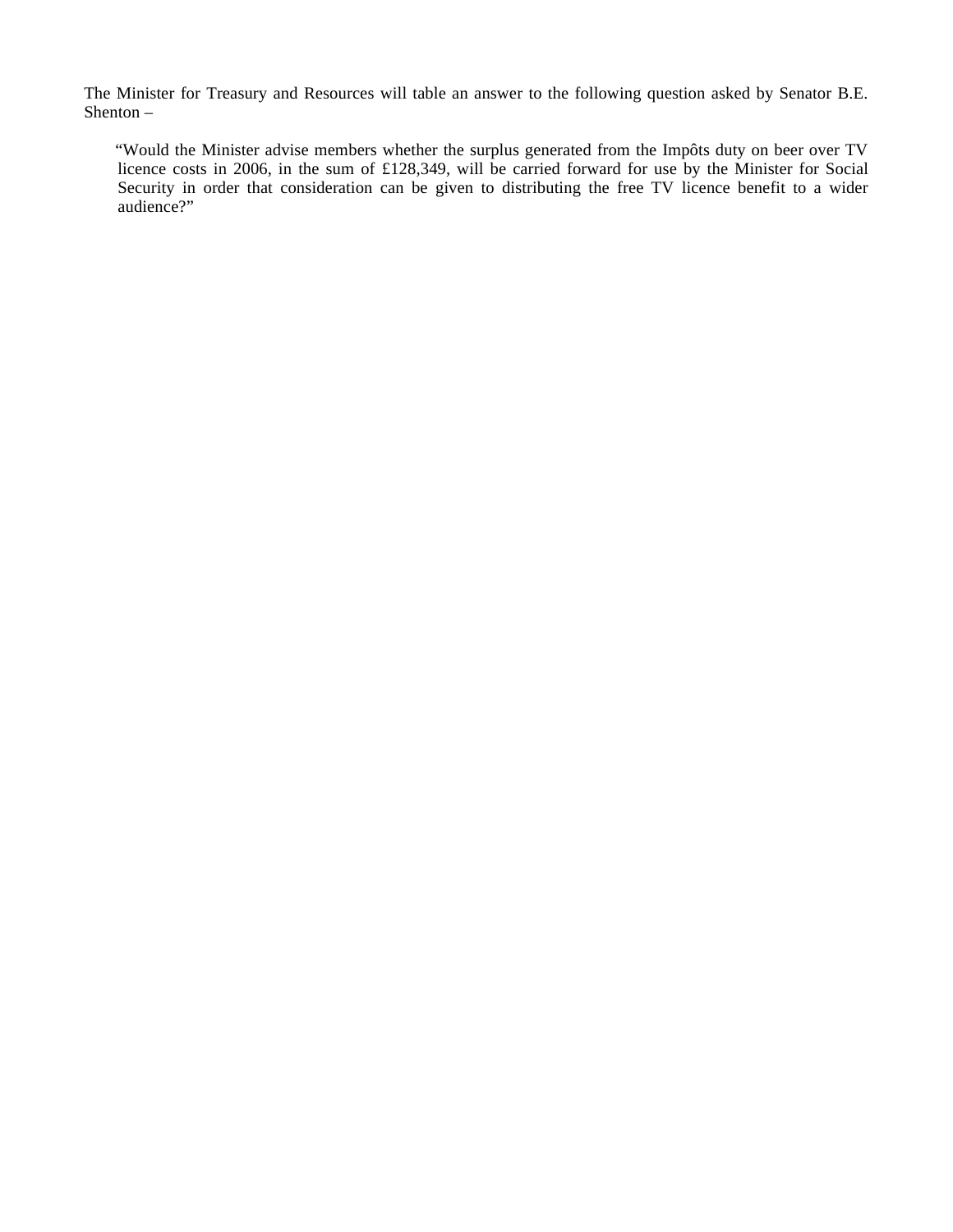The Minister for Treasury and Resources will table an answer to the following question asked by Senator B.E. Shenton –

> "Would the Minister advise members whether the surplus generated from the Impôts duty on beer over TV licence costs in 2006, in the sum of £128,349, will be carried forward for use by the Minister for Social Security in order that consideration can be given to distributing the free TV licence benefit to a wider audience?"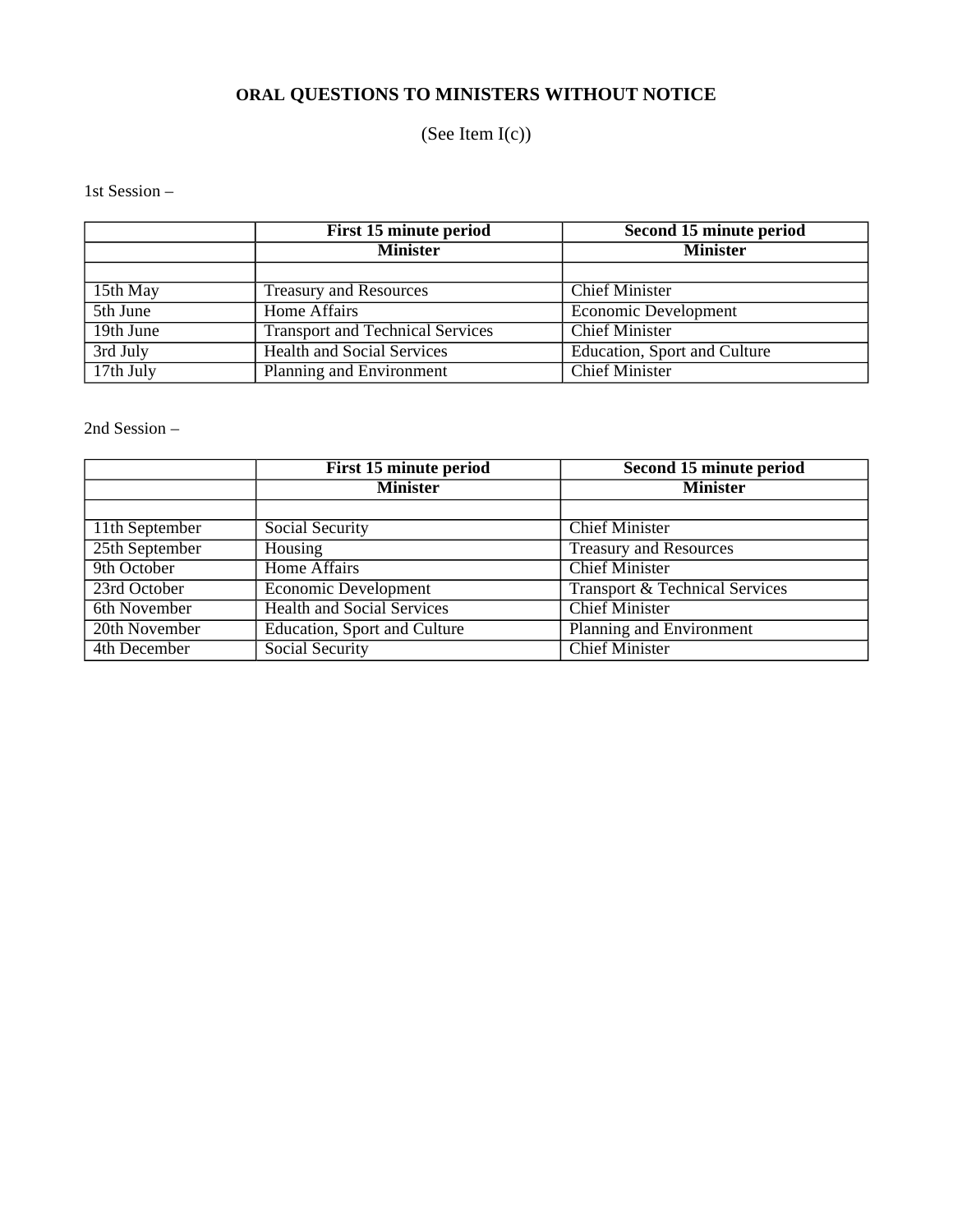**ORAL QUESTIONS TO MINISTERS WITHOUT NOTICE**

(See Item I(c))

1st Session –

| | **First 15 minute period** | **Second 15 minute period** |
|---|---|---|
| | **Minister** | **Minister** |
| | | |
| 15th May | Treasury and Resources | Chief Minister |
| 5th June | Home Affairs | Economic Development |
| 19th June | Transport and Technical Services | Chief Minister |
| 3rd July | Health and Social Services | Education, Sport and Culture |
| 17th July | Planning and Environment | Chief Minister |

2nd Session –

| | **First 15 minute period** | **Second 15 minute period** |
|---|---|---|
| | **Minister** | **Minister** |
| | | |
| 11th September | Social Security | Chief Minister |
| 25th September | Housing | Treasury and Resources |
| 9th October | Home Affairs | Chief Minister |
| 23rd October | Economic Development | Transport & Technical Services |
| 6th November | Health and Social Services | Chief Minister |
| 20th November | Education, Sport and Culture | Planning and Environment |
| 4th December | Social Security | Chief Minister |